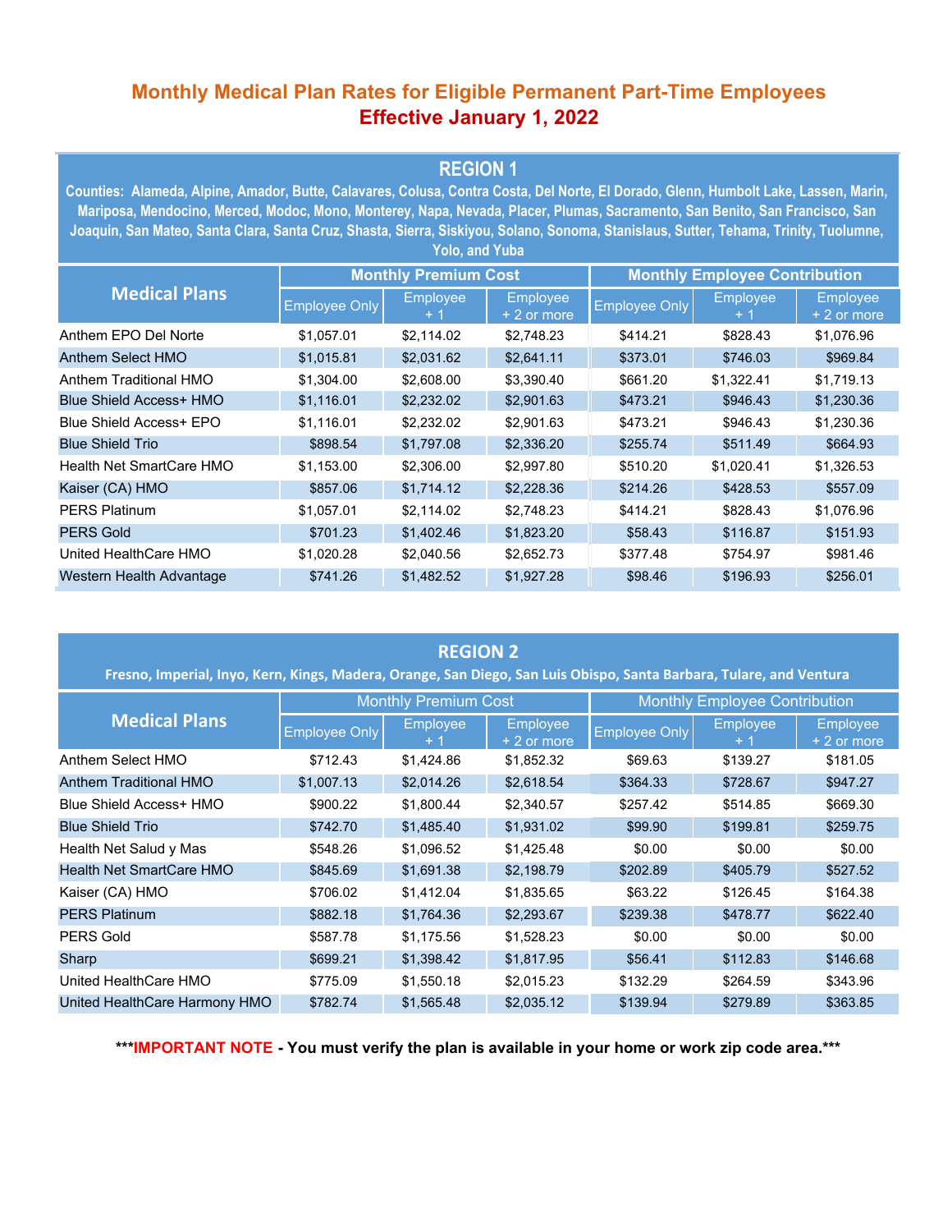# Monthly Medical Plan Rates for Eligible Permanent Part-Time Employees

## Effective January 1, 2022

## REGION 1

**Counties: Alameda, Alpine, Amador, Butte, Calavares, Colusa, Contra Costa, Del Norte, El Dorado, Glenn, Humbolt Lake, Lassen, Marin, Mariposa, Mendocino, Merced, Modoc, Mono, Monterey, Napa, Nevada, Placer, Plumas, Sacramento, San Benito, San Francisco, San Joaquin, San Mateo, Santa Clara, Santa Cruz, Shasta, Sierra, Siskiyou, Solano, Sonoma, Stanislaus, Sutter, Tehama, Trinity, Tuolumne, Yolo, and Yuba**

| Medical Plans | Monthly Premium Cost | | | Monthly Employee Contribution | | |
|---|---|---|---|---|---|---|
| | Employee Only | Employee + 1 | Employee + 2 or more | Employee Only | Employee + 1 | Employee + 2 or more |
| Anthem EPO Del Norte | $1,057.01 | $2,114.02 | $2,748.23 | $414.21 | $828.43 | $1,076.96 |
| Anthem Select HMO | $1,015.81 | $2,031.62 | $2,641.11 | $373.01 | $746.03 | $969.84 |
| Anthem Traditional HMO | $1,304.00 | $2,608.00 | $3,390.40 | $661.20 | $1,322.41 | $1,719.13 |
| Blue Shield Access+ HMO | $1,116.01 | $2,232.02 | $2,901.63 | $473.21 | $946.43 | $1,230.36 |
| Blue Shield Access+ EPO | $1,116.01 | $2,232.02 | $2,901.63 | $473.21 | $946.43 | $1,230.36 |
| Blue Shield Trio | $898.54 | $1,797.08 | $2,336.20 | $255.74 | $511.49 | $664.93 |
| Health Net SmartCare HMO | $1,153.00 | $2,306.00 | $2,997.80 | $510.20 | $1,020.41 | $1,326.53 |
| Kaiser (CA) HMO | $857.06 | $1,714.12 | $2,228.36 | $214.26 | $428.53 | $557.09 |
| PERS Platinum | $1,057.01 | $2,114.02 | $2,748.23 | $414.21 | $828.43 | $1,076.96 |
| PERS Gold | $701.23 | $1,402.46 | $1,823.20 | $58.43 | $116.87 | $151.93 |
| United HealthCare HMO | $1,020.28 | $2,040.56 | $2,652.73 | $377.48 | $754.97 | $981.46 |
| Western Health Advantage | $741.26 | $1,482.52 | $1,927.28 | $98.46 | $196.93 | $256.01 |

## REGION 2

**Fresno, Imperial, Inyo, Kern, Kings, Madera, Orange, San Diego, San Luis Obispo, Santa Barbara, Tulare, and Ventura**

| Medical Plans | Monthly Premium Cost | | | Monthly Employee Contribution | | |
|---|---|---|---|---|---|---|
| | Employee Only | Employee + 1 | Employee + 2 or more | Employee Only | Employee + 1 | Employee + 2 or more |
| Anthem Select HMO | $712.43 | $1,424.86 | $1,852.32 | $69.63 | $139.27 | $181.05 |
| Anthem Traditional HMO | $1,007.13 | $2,014.26 | $2,618.54 | $364.33 | $728.67 | $947.27 |
| Blue Shield Access+ HMO | $900.22 | $1,800.44 | $2,340.57 | $257.42 | $514.85 | $669.30 |
| Blue Shield Trio | $742.70 | $1,485.40 | $1,931.02 | $99.90 | $199.81 | $259.75 |
| Health Net Salud y Mas | $548.26 | $1,096.52 | $1,425.48 | $0.00 | $0.00 | $0.00 |
| Health Net SmartCare HMO | $845.69 | $1,691.38 | $2,198.79 | $202.89 | $405.79 | $527.52 |
| Kaiser (CA) HMO | $706.02 | $1,412.04 | $1,835.65 | $63.22 | $126.45 | $164.38 |
| PERS Platinum | $882.18 | $1,764.36 | $2,293.67 | $239.38 | $478.77 | $622.40 |
| PERS Gold | $587.78 | $1,175.56 | $1,528.23 | $0.00 | $0.00 | $0.00 |
| Sharp | $699.21 | $1,398.42 | $1,817.95 | $56.41 | $112.83 | $146.68 |
| United HealthCare HMO | $775.09 | $1,550.18 | $2,015.23 | $132.29 | $264.59 | $343.96 |
| United HealthCare Harmony HMO | $782.74 | $1,565.48 | $2,035.12 | $139.94 | $279.89 | $363.85 |

**\*\*\*IMPORTANT NOTE - You must verify the plan is available in your home or work zip code area.\*\*\***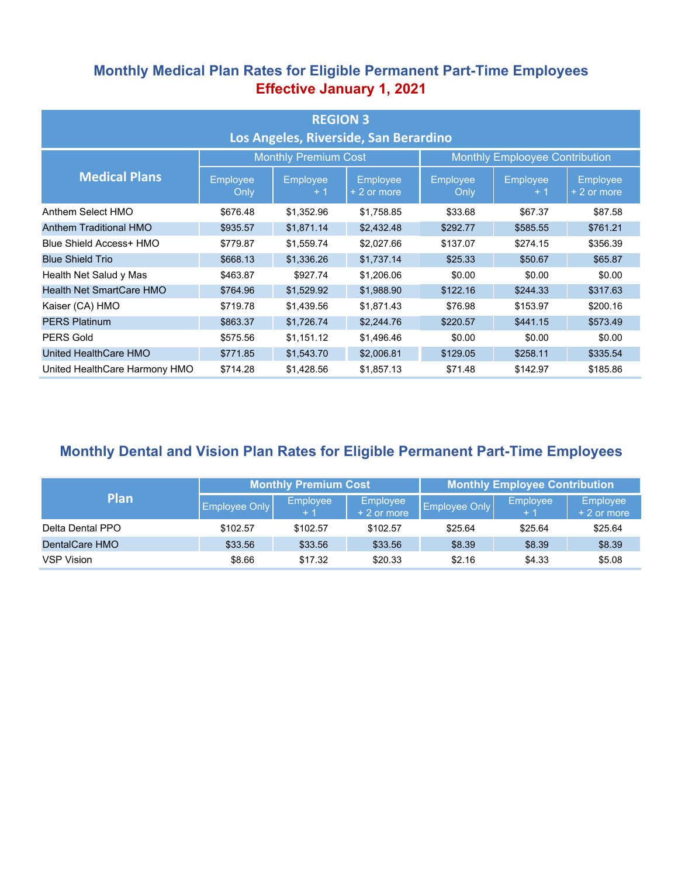## Monthly Medical Plan Rates for Eligible Permanent Part-Time Employees
## Effective January 1, 2021

| REGION 3<br>Los Angeles, Riverside, San Berardino | | | | | | |
|---|---|---|---|---|---|---|
| **Medical Plans** | Monthly Premium Cost | | | Monthly Emplooyee Contribution | | |
| | Employee Only | Employee + 1 | Employee + 2 or more | Employee Only | Employee + 1 | Employee + 2 or more |
| Anthem Select HMO | $676.48 | $1,352.96 | $1,758.85 | $33.68 | $67.37 | $87.58 |
| Anthem Traditional HMO | $935.57 | $1,871.14 | $2,432.48 | $292.77 | $585.55 | $761.21 |
| Blue Shield Access+ HMO | $779.87 | $1,559.74 | $2,027.66 | $137.07 | $274.15 | $356.39 |
| Blue Shield Trio | $668.13 | $1,336.26 | $1,737.14 | $25.33 | $50.67 | $65.87 |
| Health Net Salud y Mas | $463.87 | $927.74 | $1,206.06 | $0.00 | $0.00 | $0.00 |
| Health Net SmartCare HMO | $764.96 | $1,529.92 | $1,988.90 | $122.16 | $244.33 | $317.63 |
| Kaiser (CA) HMO | $719.78 | $1,439.56 | $1,871.43 | $76.98 | $153.97 | $200.16 |
| PERS Platinum | $863.37 | $1,726.74 | $2,244.76 | $220.57 | $441.15 | $573.49 |
| PERS Gold | $575.56 | $1,151.12 | $1,496.46 | $0.00 | $0.00 | $0.00 |
| United HealthCare HMO | $771.85 | $1,543.70 | $2,006.81 | $129.05 | $258.11 | $335.54 |
| United HealthCare Harmony HMO | $714.28 | $1,428.56 | $1,857.13 | $71.48 | $142.97 | $185.86 |

## Monthly Dental and Vision Plan Rates for Eligible Permanent Part-Time Employees

| **Plan** | **Monthly Premium Cost** | | | **Monthly Employee Contribution** | | |
|---|---|---|---|---|---|---|
| | Employee Only | Employee + 1 | Employee + 2 or more | Employee Only | Employee + 1 | Employee + 2 or more |
| Delta Dental PPO | $102.57 | $102.57 | $102.57 | $25.64 | $25.64 | $25.64 |
| DentalCare HMO | $33.56 | $33.56 | $33.56 | $8.39 | $8.39 | $8.39 |
| VSP Vision | $8.66 | $17.32 | $20.33 | $2.16 | $4.33 | $5.08 |